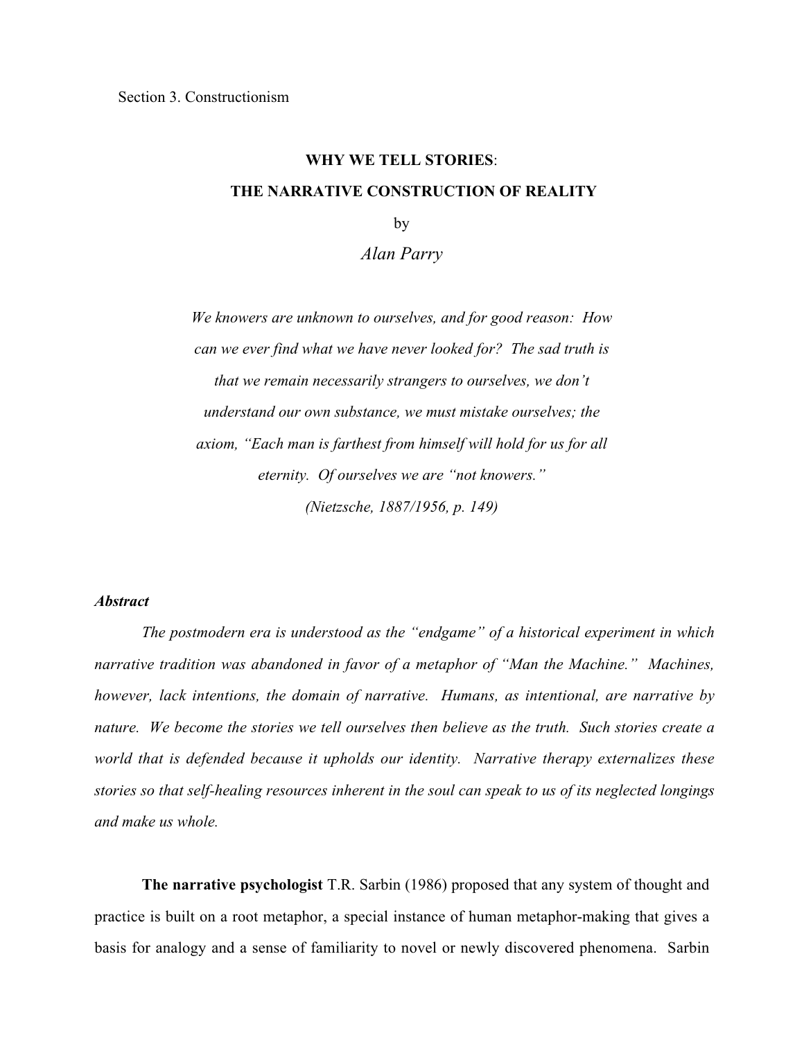Section 3. Constructionism

# WHY WE TELL STORIES:
# THE NARRATIVE CONSTRUCTION OF REALITY

by

*Alan Parry*

> *We knowers are unknown to ourselves, and for good reason: How can we ever find what we have never looked for? The sad truth is that we remain necessarily strangers to ourselves, we don't understand our own substance, we must mistake ourselves; the axiom, "Each man is farthest from himself will hold for us for all eternity. Of ourselves we are "not knowers."*
>
> *(Nietzsche, 1887/1956, p. 149)*

***Abstract***

*The postmodern era is understood as the "endgame" of a historical experiment in which narrative tradition was abandoned in favor of a metaphor of "Man the Machine." Machines, however, lack intentions, the domain of narrative. Humans, as intentional, are narrative by nature. We become the stories we tell ourselves then believe as the truth. Such stories create a world that is defended because it upholds our identity. Narrative therapy externalizes these stories so that self-healing resources inherent in the soul can speak to us of its neglected longings and make us whole.*

**The narrative psychologist** T.R. Sarbin (1986) proposed that any system of thought and practice is built on a root metaphor, a special instance of human metaphor-making that gives a basis for analogy and a sense of familiarity to novel or newly discovered phenomena. Sarbin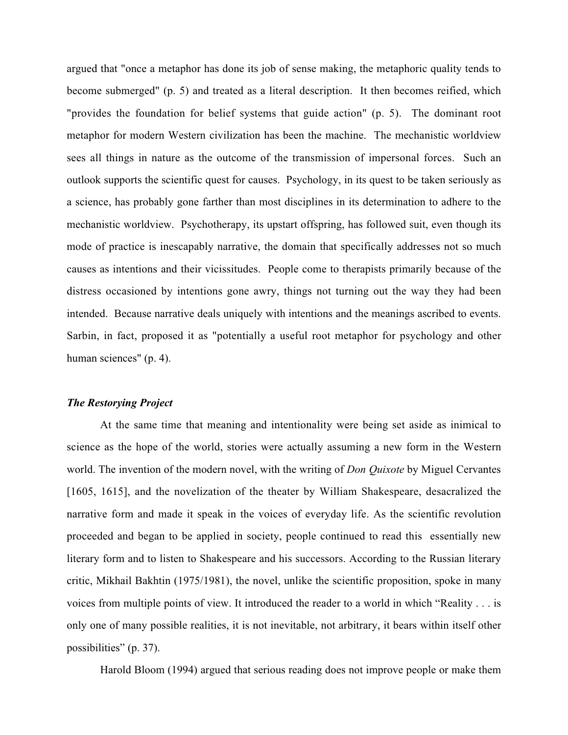argued that "once a metaphor has done its job of sense making, the metaphoric quality tends to become submerged" (p. 5) and treated as a literal description. It then becomes reified, which "provides the foundation for belief systems that guide action" (p. 5). The dominant root metaphor for modern Western civilization has been the machine. The mechanistic worldview sees all things in nature as the outcome of the transmission of impersonal forces. Such an outlook supports the scientific quest for causes. Psychology, in its quest to be taken seriously as a science, has probably gone farther than most disciplines in its determination to adhere to the mechanistic worldview. Psychotherapy, its upstart offspring, has followed suit, even though its mode of practice is inescapably narrative, the domain that specifically addresses not so much causes as intentions and their vicissitudes. People come to therapists primarily because of the distress occasioned by intentions gone awry, things not turning out the way they had been intended. Because narrative deals uniquely with intentions and the meanings ascribed to events. Sarbin, in fact, proposed it as "potentially a useful root metaphor for psychology and other human sciences" (p. 4).

### *The Restorying Project*

At the same time that meaning and intentionality were being set aside as inimical to science as the hope of the world, stories were actually assuming a new form in the Western world. The invention of the modern novel, with the writing of *Don Quixote* by Miguel Cervantes [1605, 1615], and the novelization of the theater by William Shakespeare, desacralized the narrative form and made it speak in the voices of everyday life. As the scientific revolution proceeded and began to be applied in society, people continued to read this essentially new literary form and to listen to Shakespeare and his successors. According to the Russian literary critic, Mikhail Bakhtin (1975/1981), the novel, unlike the scientific proposition, spoke in many voices from multiple points of view. It introduced the reader to a world in which "Reality . . . is only one of many possible realities, it is not inevitable, not arbitrary, it bears within itself other possibilities" (p. 37).

Harold Bloom (1994) argued that serious reading does not improve people or make them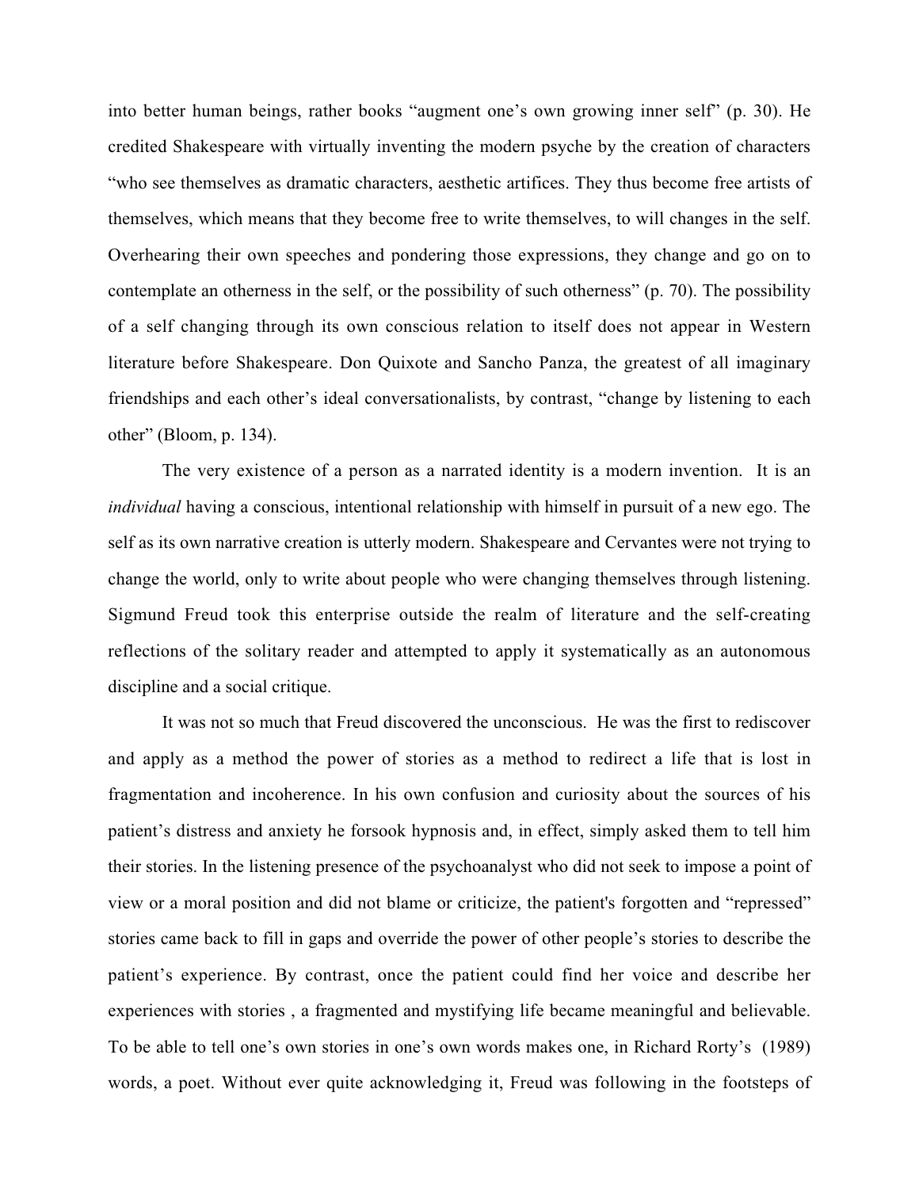into better human beings, rather books "augment one's own growing inner self" (p. 30). He credited Shakespeare with virtually inventing the modern psyche by the creation of characters "who see themselves as dramatic characters, aesthetic artifices. They thus become free artists of themselves, which means that they become free to write themselves, to will changes in the self. Overhearing their own speeches and pondering those expressions, they change and go on to contemplate an otherness in the self, or the possibility of such otherness" (p. 70). The possibility of a self changing through its own conscious relation to itself does not appear in Western literature before Shakespeare. Don Quixote and Sancho Panza, the greatest of all imaginary friendships and each other's ideal conversationalists, by contrast, "change by listening to each other" (Bloom, p. 134).

The very existence of a person as a narrated identity is a modern invention. It is an *individual* having a conscious, intentional relationship with himself in pursuit of a new ego. The self as its own narrative creation is utterly modern. Shakespeare and Cervantes were not trying to change the world, only to write about people who were changing themselves through listening. Sigmund Freud took this enterprise outside the realm of literature and the self-creating reflections of the solitary reader and attempted to apply it systematically as an autonomous discipline and a social critique.

It was not so much that Freud discovered the unconscious. He was the first to rediscover and apply as a method the power of stories as a method to redirect a life that is lost in fragmentation and incoherence. In his own confusion and curiosity about the sources of his patient's distress and anxiety he forsook hypnosis and, in effect, simply asked them to tell him their stories. In the listening presence of the psychoanalyst who did not seek to impose a point of view or a moral position and did not blame or criticize, the patient's forgotten and "repressed" stories came back to fill in gaps and override the power of other people's stories to describe the patient's experience. By contrast, once the patient could find her voice and describe her experiences with stories , a fragmented and mystifying life became meaningful and believable. To be able to tell one's own stories in one's own words makes one, in Richard Rorty's (1989) words, a poet. Without ever quite acknowledging it, Freud was following in the footsteps of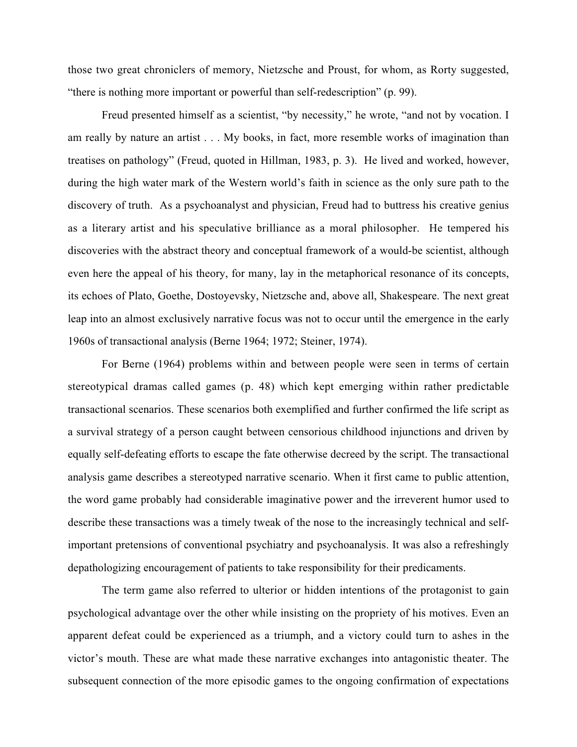those two great chroniclers of memory, Nietzsche and Proust, for whom, as Rorty suggested, "there is nothing more important or powerful than self-redescription" (p. 99).

Freud presented himself as a scientist, "by necessity," he wrote, "and not by vocation. I am really by nature an artist . . . My books, in fact, more resemble works of imagination than treatises on pathology" (Freud, quoted in Hillman, 1983, p. 3). He lived and worked, however, during the high water mark of the Western world's faith in science as the only sure path to the discovery of truth. As a psychoanalyst and physician, Freud had to buttress his creative genius as a literary artist and his speculative brilliance as a moral philosopher. He tempered his discoveries with the abstract theory and conceptual framework of a would-be scientist, although even here the appeal of his theory, for many, lay in the metaphorical resonance of its concepts, its echoes of Plato, Goethe, Dostoyevsky, Nietzsche and, above all, Shakespeare. The next great leap into an almost exclusively narrative focus was not to occur until the emergence in the early 1960s of transactional analysis (Berne 1964; 1972; Steiner, 1974).

For Berne (1964) problems within and between people were seen in terms of certain stereotypical dramas called games (p. 48) which kept emerging within rather predictable transactional scenarios. These scenarios both exemplified and further confirmed the life script as a survival strategy of a person caught between censorious childhood injunctions and driven by equally self-defeating efforts to escape the fate otherwise decreed by the script. The transactional analysis game describes a stereotyped narrative scenario. When it first came to public attention, the word game probably had considerable imaginative power and the irreverent humor used to describe these transactions was a timely tweak of the nose to the increasingly technical and self-important pretensions of conventional psychiatry and psychoanalysis. It was also a refreshingly depathologizing encouragement of patients to take responsibility for their predicaments.

The term game also referred to ulterior or hidden intentions of the protagonist to gain psychological advantage over the other while insisting on the propriety of his motives. Even an apparent defeat could be experienced as a triumph, and a victory could turn to ashes in the victor's mouth. These are what made these narrative exchanges into antagonistic theater. The subsequent connection of the more episodic games to the ongoing confirmation of expectations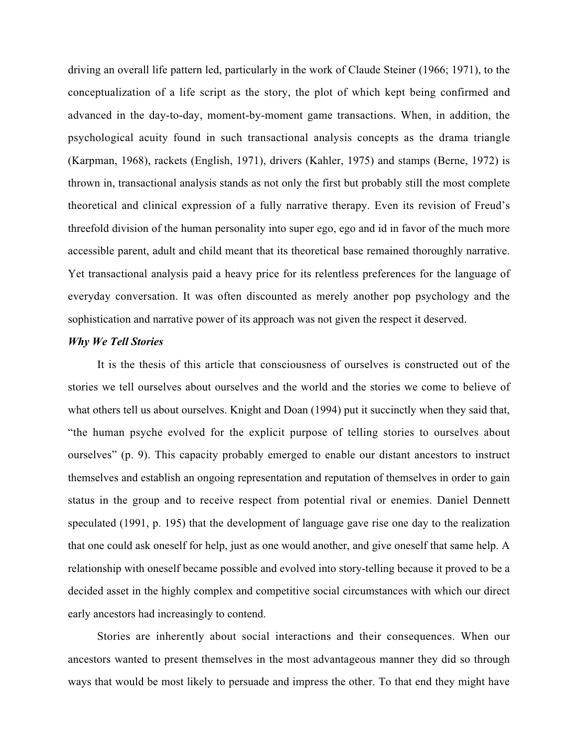driving an overall life pattern led, particularly in the work of Claude Steiner (1966; 1971), to the conceptualization of a life script as the story, the plot of which kept being confirmed and advanced in the day-to-day, moment-by-moment game transactions. When, in addition, the psychological acuity found in such transactional analysis concepts as the drama triangle (Karpman, 1968), rackets (English, 1971), drivers (Kahler, 1975) and stamps (Berne, 1972) is thrown in, transactional analysis stands as not only the first but probably still the most complete theoretical and clinical expression of a fully narrative therapy. Even its revision of Freud's threefold division of the human personality into super ego, ego and id in favor of the much more accessible parent, adult and child meant that its theoretical base remained thoroughly narrative. Yet transactional analysis paid a heavy price for its relentless preferences for the language of everyday conversation. It was often discounted as merely another pop psychology and the sophistication and narrative power of its approach was not given the respect it deserved.

***Why We Tell Stories***

It is the thesis of this article that consciousness of ourselves is constructed out of the stories we tell ourselves about ourselves and the world and the stories we come to believe of what others tell us about ourselves. Knight and Doan (1994) put it succinctly when they said that, "the human psyche evolved for the explicit purpose of telling stories to ourselves about ourselves" (p. 9). This capacity probably emerged to enable our distant ancestors to instruct themselves and establish an ongoing representation and reputation of themselves in order to gain status in the group and to receive respect from potential rival or enemies. Daniel Dennett speculated (1991, p. 195) that the development of language gave rise one day to the realization that one could ask oneself for help, just as one would another, and give oneself that same help. A relationship with oneself became possible and evolved into story-telling because it proved to be a decided asset in the highly complex and competitive social circumstances with which our direct early ancestors had increasingly to contend.

Stories are inherently about social interactions and their consequences. When our ancestors wanted to present themselves in the most advantageous manner they did so through ways that would be most likely to persuade and impress the other. To that end they might have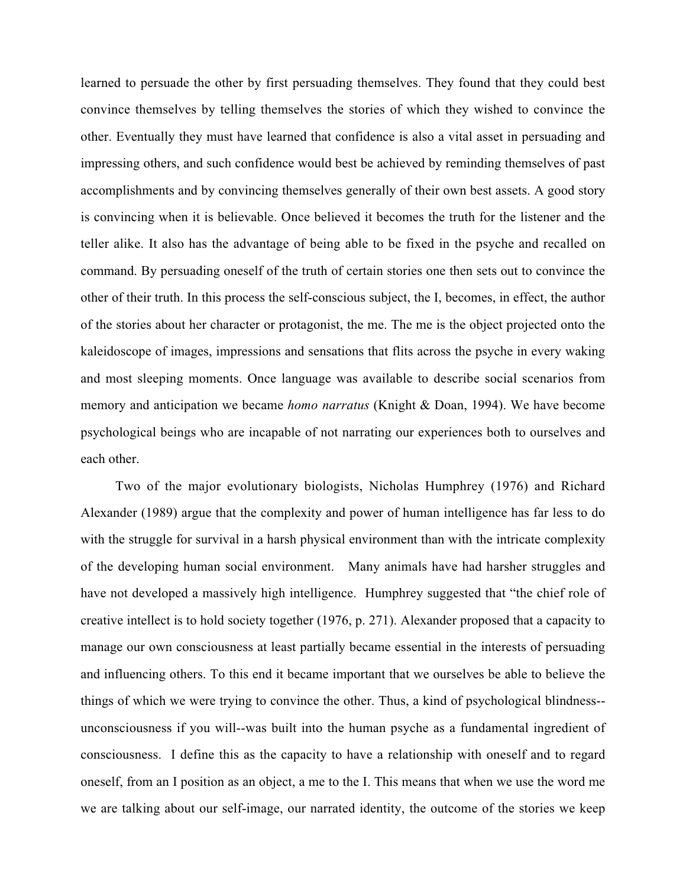learned to persuade the other by first persuading themselves. They found that they could best convince themselves by telling themselves the stories of which they wished to convince the other. Eventually they must have learned that confidence is also a vital asset in persuading and impressing others, and such confidence would best be achieved by reminding themselves of past accomplishments and by convincing themselves generally of their own best assets. A good story is convincing when it is believable. Once believed it becomes the truth for the listener and the teller alike. It also has the advantage of being able to be fixed in the psyche and recalled on command. By persuading oneself of the truth of certain stories one then sets out to convince the other of their truth. In this process the self-conscious subject, the I, becomes, in effect, the author of the stories about her character or protagonist, the me. The me is the object projected onto the kaleidoscope of images, impressions and sensations that flits across the psyche in every waking and most sleeping moments. Once language was available to describe social scenarios from memory and anticipation we became *homo narratus* (Knight & Doan, 1994). We have become psychological beings who are incapable of not narrating our experiences both to ourselves and each other.

Two of the major evolutionary biologists, Nicholas Humphrey (1976) and Richard Alexander (1989) argue that the complexity and power of human intelligence has far less to do with the struggle for survival in a harsh physical environment than with the intricate complexity of the developing human social environment. Many animals have had harsher struggles and have not developed a massively high intelligence. Humphrey suggested that "the chief role of creative intellect is to hold society together (1976, p. 271). Alexander proposed that a capacity to manage our own consciousness at least partially became essential in the interests of persuading and influencing others. To this end it became important that we ourselves be able to believe the things of which we were trying to convince the other. Thus, a kind of psychological blindness--unconsciousness if you will--was built into the human psyche as a fundamental ingredient of consciousness. I define this as the capacity to have a relationship with oneself and to regard oneself, from an I position as an object, a me to the I. This means that when we use the word me we are talking about our self-image, our narrated identity, the outcome of the stories we keep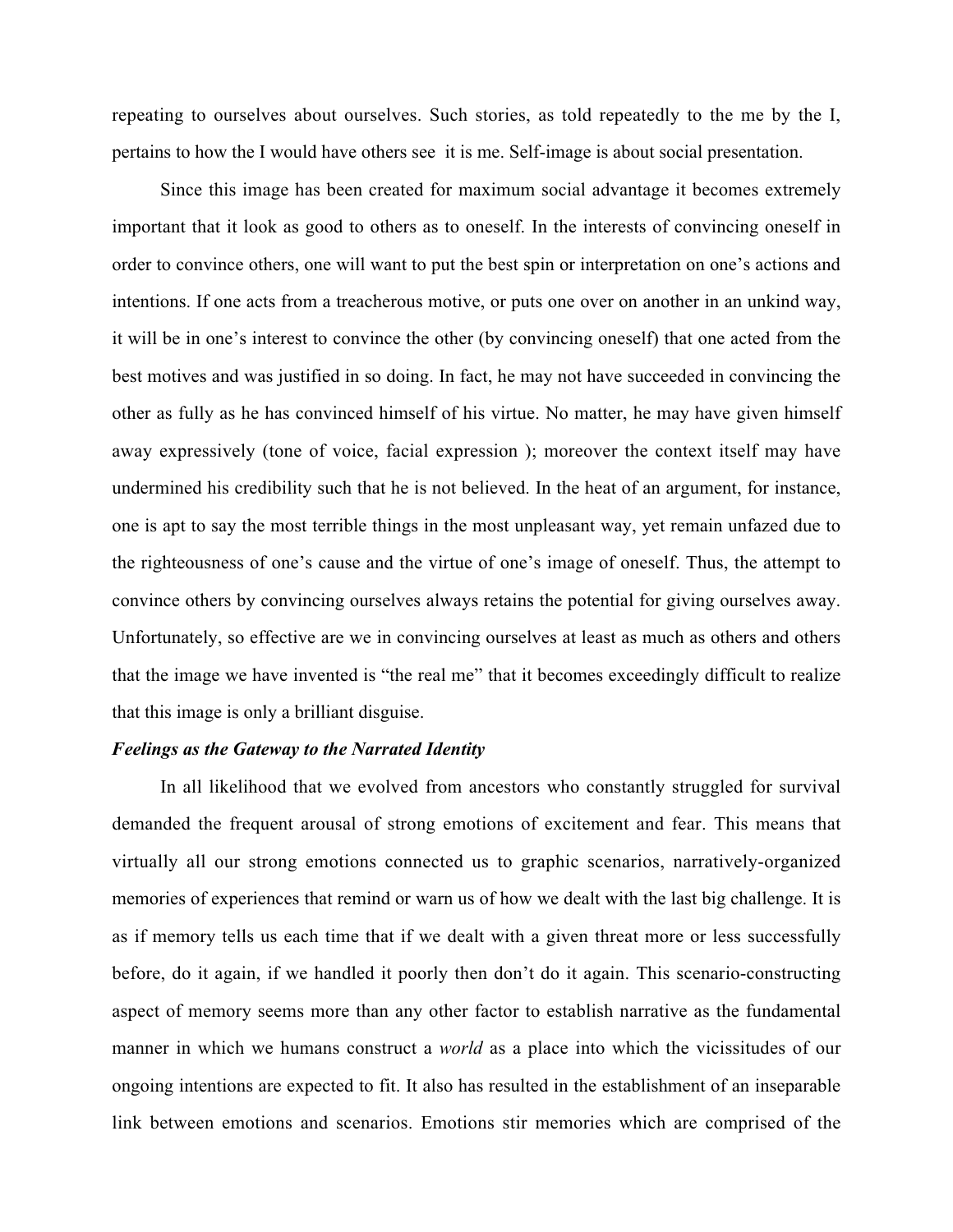repeating to ourselves about ourselves. Such stories, as told repeatedly to the me by the I, pertains to how the I would have others see it is me. Self-image is about social presentation.

Since this image has been created for maximum social advantage it becomes extremely important that it look as good to others as to oneself. In the interests of convincing oneself in order to convince others, one will want to put the best spin or interpretation on one's actions and intentions. If one acts from a treacherous motive, or puts one over on another in an unkind way, it will be in one's interest to convince the other (by convincing oneself) that one acted from the best motives and was justified in so doing. In fact, he may not have succeeded in convincing the other as fully as he has convinced himself of his virtue. No matter, he may have given himself away expressively (tone of voice, facial expression ); moreover the context itself may have undermined his credibility such that he is not believed. In the heat of an argument, for instance, one is apt to say the most terrible things in the most unpleasant way, yet remain unfazed due to the righteousness of one's cause and the virtue of one's image of oneself. Thus, the attempt to convince others by convincing ourselves always retains the potential for giving ourselves away. Unfortunately, so effective are we in convincing ourselves at least as much as others and others that the image we have invented is "the real me" that it becomes exceedingly difficult to realize that this image is only a brilliant disguise.

***Feelings as the Gateway to the Narrated Identity***

In all likelihood that we evolved from ancestors who constantly struggled for survival demanded the frequent arousal of strong emotions of excitement and fear. This means that virtually all our strong emotions connected us to graphic scenarios, narratively-organized memories of experiences that remind or warn us of how we dealt with the last big challenge. It is as if memory tells us each time that if we dealt with a given threat more or less successfully before, do it again, if we handled it poorly then don't do it again. This scenario-constructing aspect of memory seems more than any other factor to establish narrative as the fundamental manner in which we humans construct a *world* as a place into which the vicissitudes of our ongoing intentions are expected to fit. It also has resulted in the establishment of an inseparable link between emotions and scenarios. Emotions stir memories which are comprised of the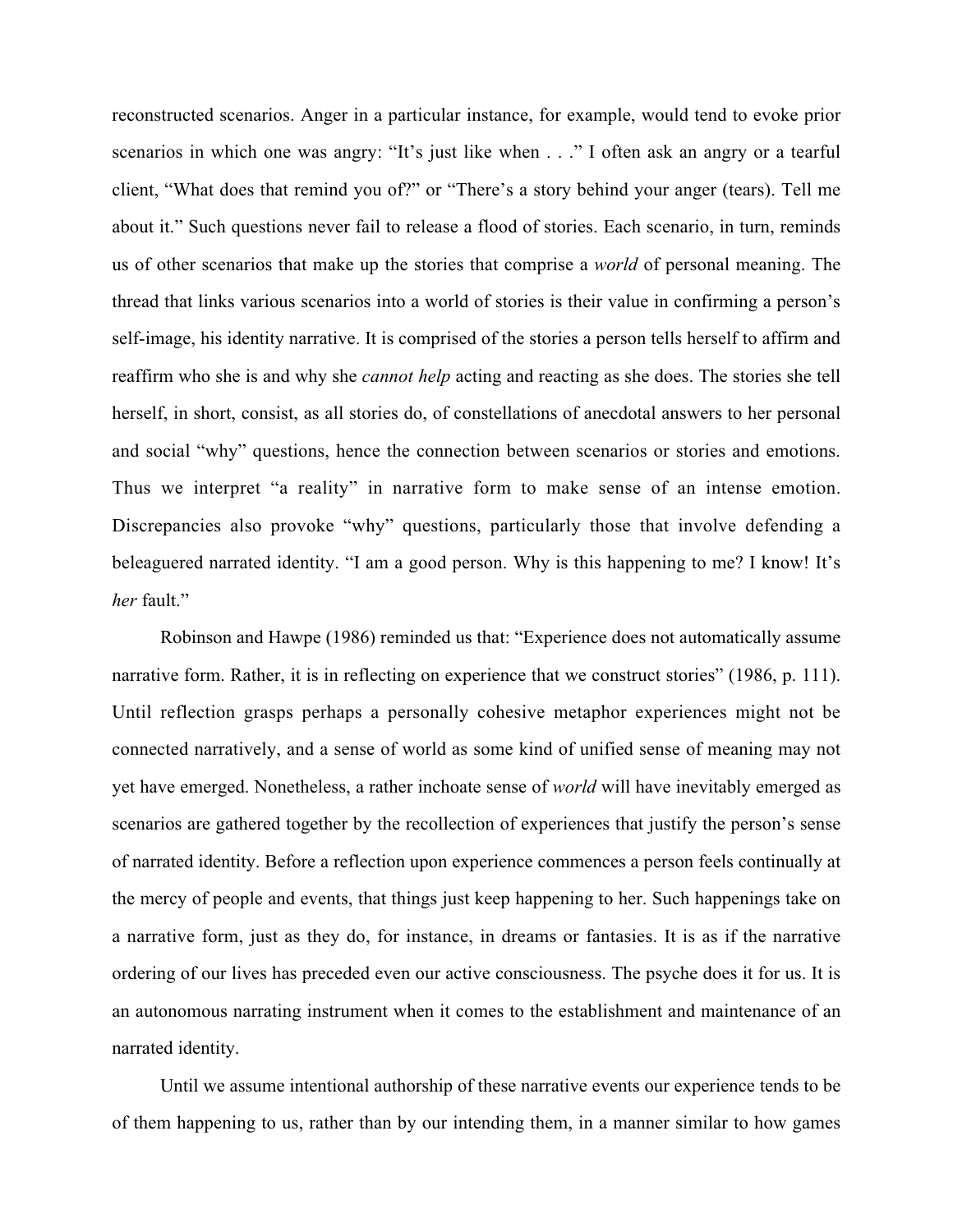reconstructed scenarios. Anger in a particular instance, for example, would tend to evoke prior scenarios in which one was angry: "It's just like when . . ." I often ask an angry or a tearful client, "What does that remind you of?" or "There's a story behind your anger (tears). Tell me about it." Such questions never fail to release a flood of stories. Each scenario, in turn, reminds us of other scenarios that make up the stories that comprise a *world* of personal meaning. The thread that links various scenarios into a world of stories is their value in confirming a person's self-image, his identity narrative. It is comprised of the stories a person tells herself to affirm and reaffirm who she is and why she *cannot help* acting and reacting as she does. The stories she tell herself, in short, consist, as all stories do, of constellations of anecdotal answers to her personal and social "why" questions, hence the connection between scenarios or stories and emotions. Thus we interpret "a reality" in narrative form to make sense of an intense emotion. Discrepancies also provoke "why" questions, particularly those that involve defending a beleaguered narrated identity. "I am a good person. Why is this happening to me? I know! It's *her* fault."

Robinson and Hawpe (1986) reminded us that: "Experience does not automatically assume narrative form. Rather, it is in reflecting on experience that we construct stories" (1986, p. 111). Until reflection grasps perhaps a personally cohesive metaphor experiences might not be connected narratively, and a sense of world as some kind of unified sense of meaning may not yet have emerged. Nonetheless, a rather inchoate sense of *world* will have inevitably emerged as scenarios are gathered together by the recollection of experiences that justify the person's sense of narrated identity. Before a reflection upon experience commences a person feels continually at the mercy of people and events, that things just keep happening to her. Such happenings take on a narrative form, just as they do, for instance, in dreams or fantasies. It is as if the narrative ordering of our lives has preceded even our active consciousness. The psyche does it for us. It is an autonomous narrating instrument when it comes to the establishment and maintenance of an narrated identity.

Until we assume intentional authorship of these narrative events our experience tends to be of them happening to us, rather than by our intending them, in a manner similar to how games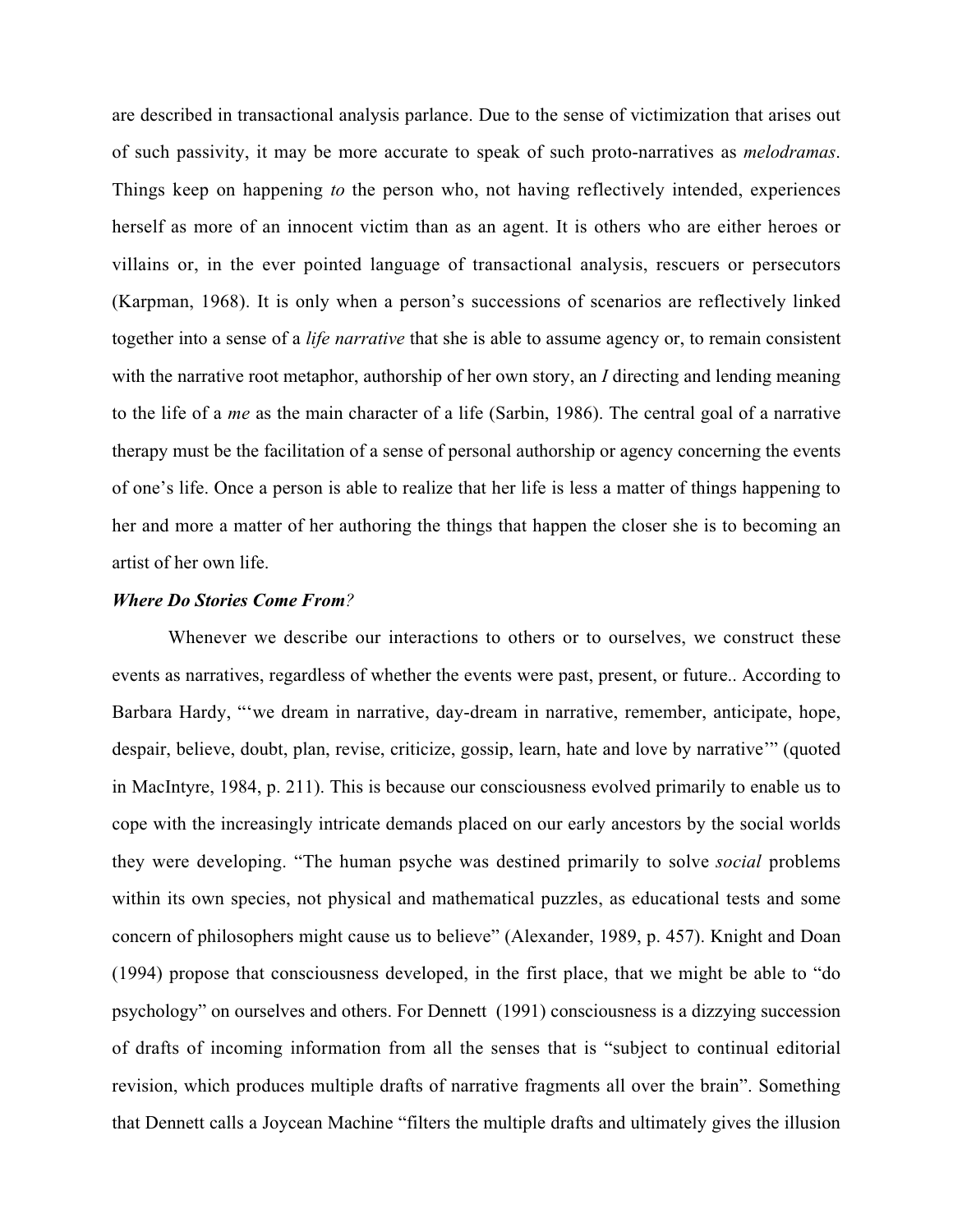are described in transactional analysis parlance. Due to the sense of victimization that arises out of such passivity, it may be more accurate to speak of such proto-narratives as *melodramas*. Things keep on happening *to* the person who, not having reflectively intended, experiences herself as more of an innocent victim than as an agent. It is others who are either heroes or villains or, in the ever pointed language of transactional analysis, rescuers or persecutors (Karpman, 1968). It is only when a person's successions of scenarios are reflectively linked together into a sense of a *life narrative* that she is able to assume agency or, to remain consistent with the narrative root metaphor, authorship of her own story, an *I* directing and lending meaning to the life of a *me* as the main character of a life (Sarbin, 1986). The central goal of a narrative therapy must be the facilitation of a sense of personal authorship or agency concerning the events of one's life. Once a person is able to realize that her life is less a matter of things happening to her and more a matter of her authoring the things that happen the closer she is to becoming an artist of her own life.

***Where Do Stories Come From?***

Whenever we describe our interactions to others or to ourselves, we construct these events as narratives, regardless of whether the events were past, present, or future.. According to Barbara Hardy, "'we dream in narrative, day-dream in narrative, remember, anticipate, hope, despair, believe, doubt, plan, revise, criticize, gossip, learn, hate and love by narrative'" (quoted in MacIntyre, 1984, p. 211). This is because our consciousness evolved primarily to enable us to cope with the increasingly intricate demands placed on our early ancestors by the social worlds they were developing. "The human psyche was destined primarily to solve *social* problems within its own species, not physical and mathematical puzzles, as educational tests and some concern of philosophers might cause us to believe" (Alexander, 1989, p. 457). Knight and Doan (1994) propose that consciousness developed, in the first place, that we might be able to "do psychology" on ourselves and others. For Dennett (1991) consciousness is a dizzying succession of drafts of incoming information from all the senses that is "subject to continual editorial revision, which produces multiple drafts of narrative fragments all over the brain". Something that Dennett calls a Joycean Machine "filters the multiple drafts and ultimately gives the illusion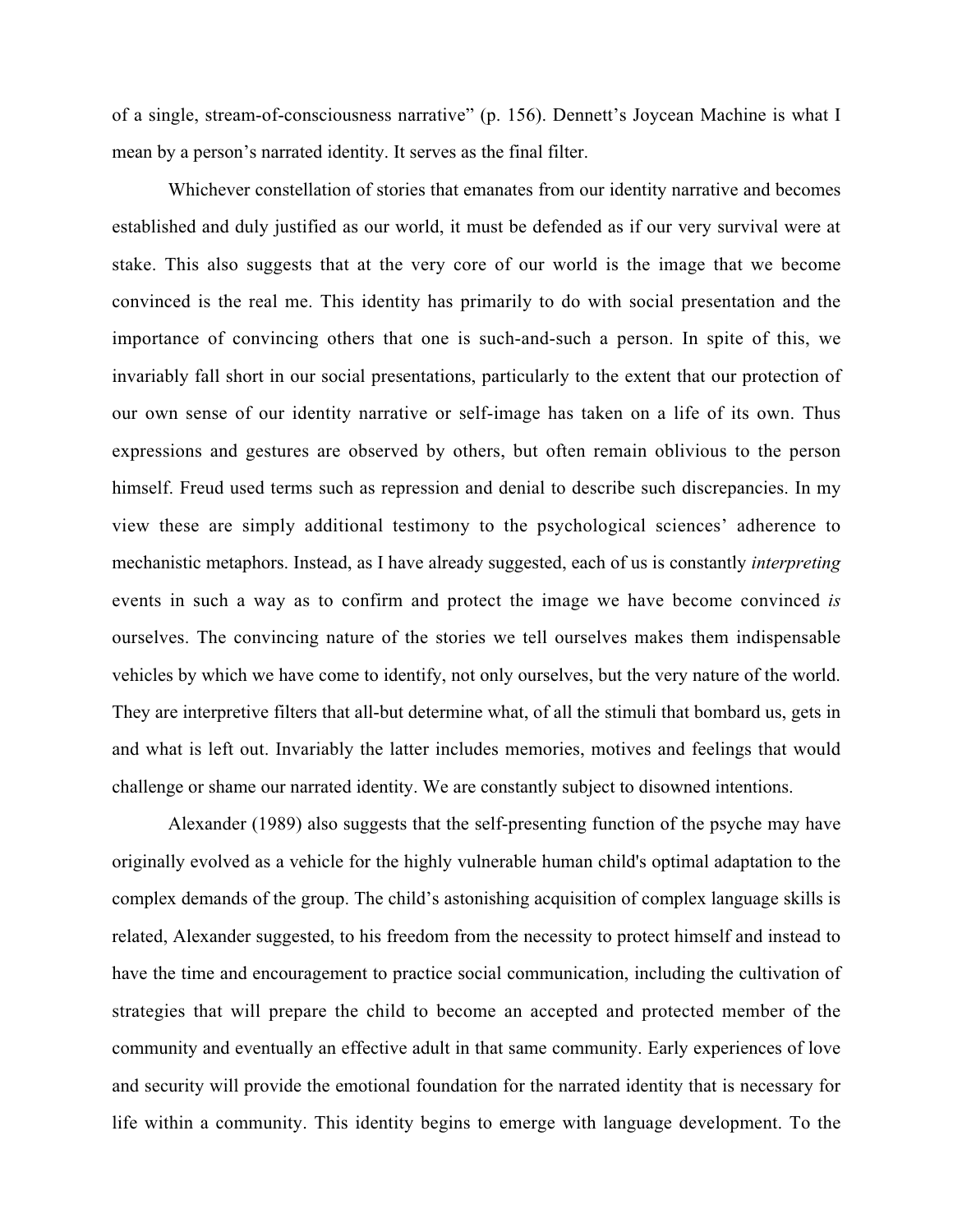of a single, stream-of-consciousness narrative" (p. 156). Dennett's Joycean Machine is what I mean by a person's narrated identity. It serves as the final filter.

Whichever constellation of stories that emanates from our identity narrative and becomes established and duly justified as our world, it must be defended as if our very survival were at stake. This also suggests that at the very core of our world is the image that we become convinced is the real me. This identity has primarily to do with social presentation and the importance of convincing others that one is such-and-such a person. In spite of this, we invariably fall short in our social presentations, particularly to the extent that our protection of our own sense of our identity narrative or self-image has taken on a life of its own. Thus expressions and gestures are observed by others, but often remain oblivious to the person himself. Freud used terms such as repression and denial to describe such discrepancies. In my view these are simply additional testimony to the psychological sciences' adherence to mechanistic metaphors. Instead, as I have already suggested, each of us is constantly *interpreting* events in such a way as to confirm and protect the image we have become convinced *is* ourselves. The convincing nature of the stories we tell ourselves makes them indispensable vehicles by which we have come to identify, not only ourselves, but the very nature of the world. They are interpretive filters that all-but determine what, of all the stimuli that bombard us, gets in and what is left out. Invariably the latter includes memories, motives and feelings that would challenge or shame our narrated identity. We are constantly subject to disowned intentions.

Alexander (1989) also suggests that the self-presenting function of the psyche may have originally evolved as a vehicle for the highly vulnerable human child's optimal adaptation to the complex demands of the group. The child's astonishing acquisition of complex language skills is related, Alexander suggested, to his freedom from the necessity to protect himself and instead to have the time and encouragement to practice social communication, including the cultivation of strategies that will prepare the child to become an accepted and protected member of the community and eventually an effective adult in that same community. Early experiences of love and security will provide the emotional foundation for the narrated identity that is necessary for life within a community. This identity begins to emerge with language development. To the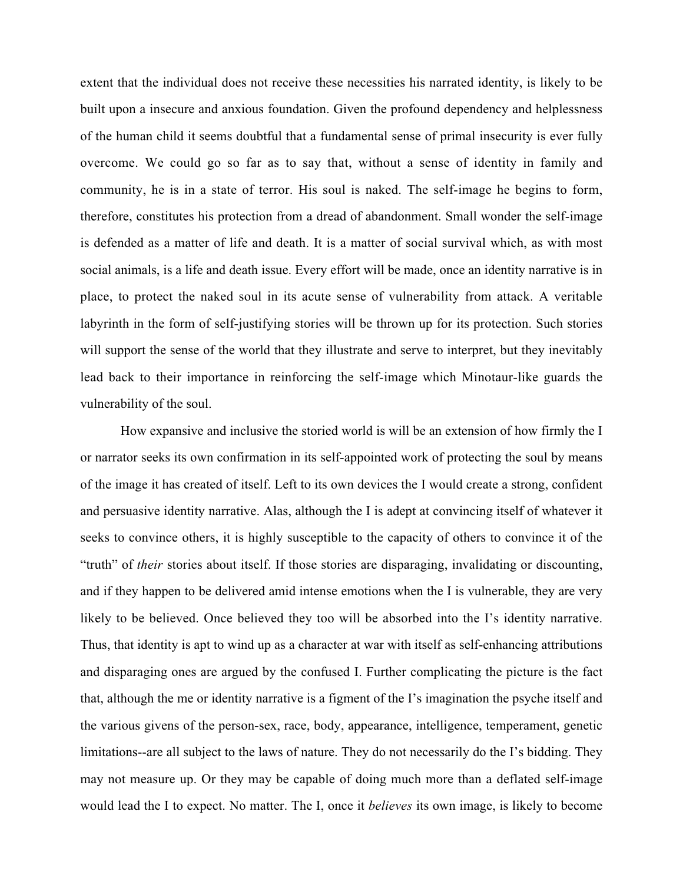extent that the individual does not receive these necessities his narrated identity, is likely to be built upon a insecure and anxious foundation. Given the profound dependency and helplessness of the human child it seems doubtful that a fundamental sense of primal insecurity is ever fully overcome. We could go so far as to say that, without a sense of identity in family and community, he is in a state of terror. His soul is naked. The self-image he begins to form, therefore, constitutes his protection from a dread of abandonment. Small wonder the self-image is defended as a matter of life and death. It is a matter of social survival which, as with most social animals, is a life and death issue. Every effort will be made, once an identity narrative is in place, to protect the naked soul in its acute sense of vulnerability from attack. A veritable labyrinth in the form of self-justifying stories will be thrown up for its protection. Such stories will support the sense of the world that they illustrate and serve to interpret, but they inevitably lead back to their importance in reinforcing the self-image which Minotaur-like guards the vulnerability of the soul.

How expansive and inclusive the storied world is will be an extension of how firmly the I or narrator seeks its own confirmation in its self-appointed work of protecting the soul by means of the image it has created of itself. Left to its own devices the I would create a strong, confident and persuasive identity narrative. Alas, although the I is adept at convincing itself of whatever it seeks to convince others, it is highly susceptible to the capacity of others to convince it of the "truth" of *their* stories about itself. If those stories are disparaging, invalidating or discounting, and if they happen to be delivered amid intense emotions when the I is vulnerable, they are very likely to be believed. Once believed they too will be absorbed into the I's identity narrative. Thus, that identity is apt to wind up as a character at war with itself as self-enhancing attributions and disparaging ones are argued by the confused I. Further complicating the picture is the fact that, although the me or identity narrative is a figment of the I's imagination the psyche itself and the various givens of the person-sex, race, body, appearance, intelligence, temperament, genetic limitations--are all subject to the laws of nature. They do not necessarily do the I's bidding. They may not measure up. Or they may be capable of doing much more than a deflated self-image would lead the I to expect. No matter. The I, once it *believes* its own image, is likely to become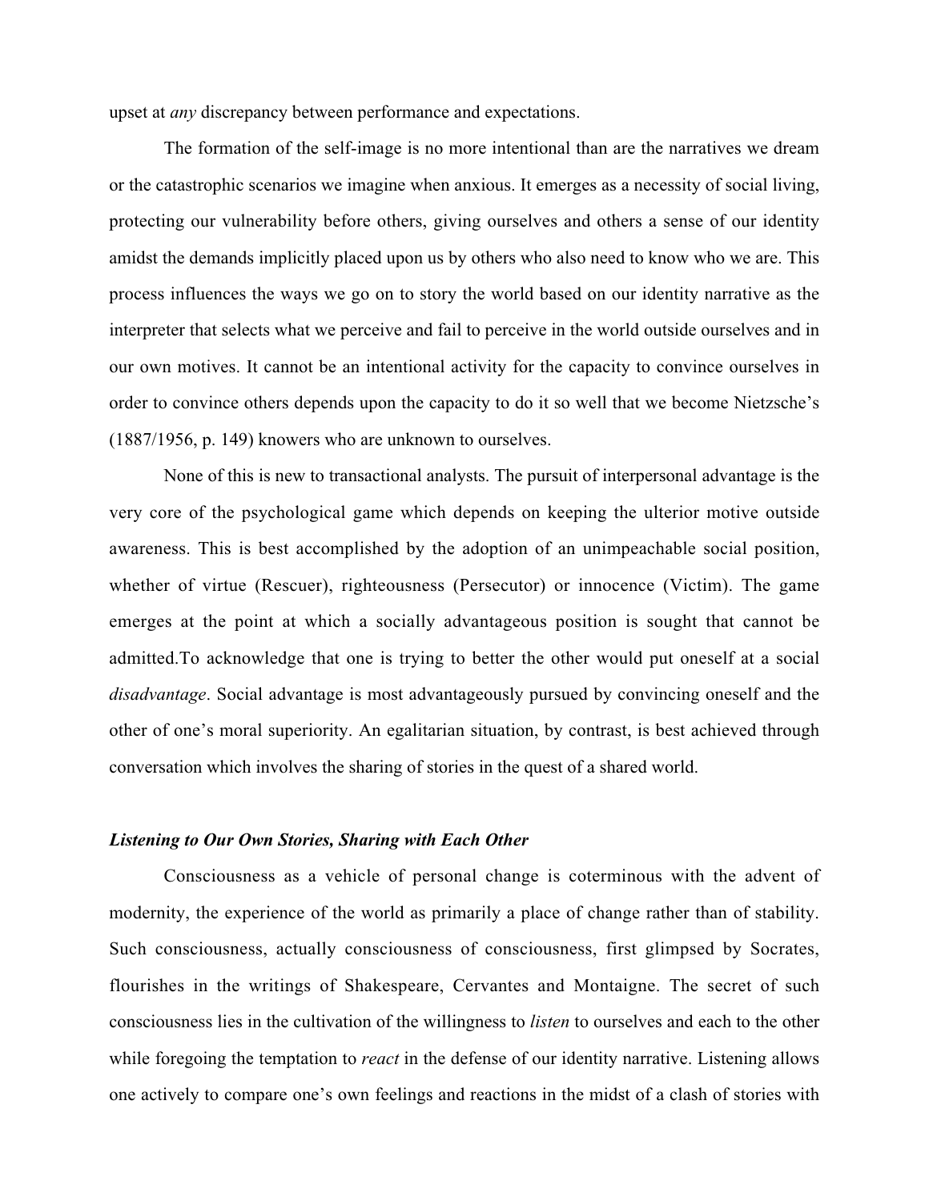upset at *any* discrepancy between performance and expectations.

The formation of the self-image is no more intentional than are the narratives we dream or the catastrophic scenarios we imagine when anxious. It emerges as a necessity of social living, protecting our vulnerability before others, giving ourselves and others a sense of our identity amidst the demands implicitly placed upon us by others who also need to know who we are. This process influences the ways we go on to story the world based on our identity narrative as the interpreter that selects what we perceive and fail to perceive in the world outside ourselves and in our own motives. It cannot be an intentional activity for the capacity to convince ourselves in order to convince others depends upon the capacity to do it so well that we become Nietzsche's (1887/1956, p. 149) knowers who are unknown to ourselves.

None of this is new to transactional analysts. The pursuit of interpersonal advantage is the very core of the psychological game which depends on keeping the ulterior motive outside awareness. This is best accomplished by the adoption of an unimpeachable social position, whether of virtue (Rescuer), righteousness (Persecutor) or innocence (Victim). The game emerges at the point at which a socially advantageous position is sought that cannot be admitted.To acknowledge that one is trying to better the other would put oneself at a social *disadvantage*. Social advantage is most advantageously pursued by convincing oneself and the other of one's moral superiority. An egalitarian situation, by contrast, is best achieved through conversation which involves the sharing of stories in the quest of a shared world.

### ***Listening to Our Own Stories, Sharing with Each Other***

Consciousness as a vehicle of personal change is coterminous with the advent of modernity, the experience of the world as primarily a place of change rather than of stability. Such consciousness, actually consciousness of consciousness, first glimpsed by Socrates, flourishes in the writings of Shakespeare, Cervantes and Montaigne. The secret of such consciousness lies in the cultivation of the willingness to *listen* to ourselves and each to the other while foregoing the temptation to *react* in the defense of our identity narrative. Listening allows one actively to compare one's own feelings and reactions in the midst of a clash of stories with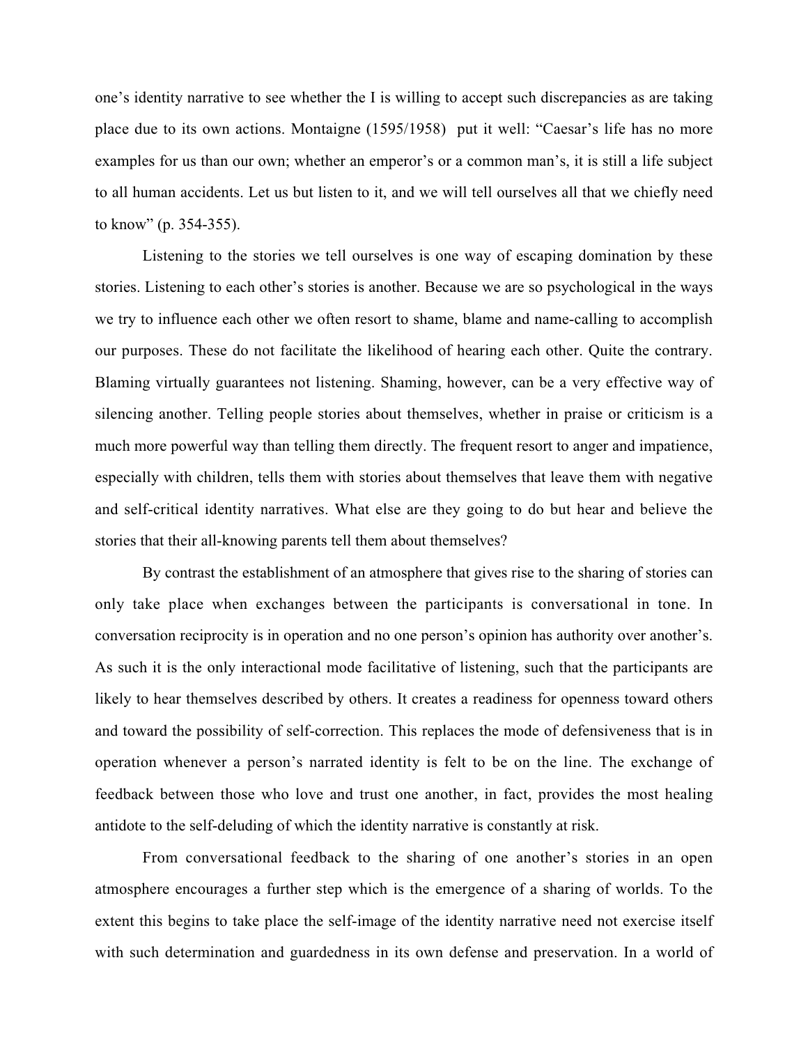one's identity narrative to see whether the I is willing to accept such discrepancies as are taking place due to its own actions. Montaigne (1595/1958) put it well: "Caesar's life has no more examples for us than our own; whether an emperor's or a common man's, it is still a life subject to all human accidents. Let us but listen to it, and we will tell ourselves all that we chiefly need to know" (p. 354-355).

Listening to the stories we tell ourselves is one way of escaping domination by these stories. Listening to each other's stories is another. Because we are so psychological in the ways we try to influence each other we often resort to shame, blame and name-calling to accomplish our purposes. These do not facilitate the likelihood of hearing each other. Quite the contrary. Blaming virtually guarantees not listening. Shaming, however, can be a very effective way of silencing another. Telling people stories about themselves, whether in praise or criticism is a much more powerful way than telling them directly. The frequent resort to anger and impatience, especially with children, tells them with stories about themselves that leave them with negative and self-critical identity narratives. What else are they going to do but hear and believe the stories that their all-knowing parents tell them about themselves?

By contrast the establishment of an atmosphere that gives rise to the sharing of stories can only take place when exchanges between the participants is conversational in tone. In conversation reciprocity is in operation and no one person's opinion has authority over another's. As such it is the only interactional mode facilitative of listening, such that the participants are likely to hear themselves described by others. It creates a readiness for openness toward others and toward the possibility of self-correction. This replaces the mode of defensiveness that is in operation whenever a person's narrated identity is felt to be on the line. The exchange of feedback between those who love and trust one another, in fact, provides the most healing antidote to the self-deluding of which the identity narrative is constantly at risk.

From conversational feedback to the sharing of one another's stories in an open atmosphere encourages a further step which is the emergence of a sharing of worlds. To the extent this begins to take place the self-image of the identity narrative need not exercise itself with such determination and guardedness in its own defense and preservation. In a world of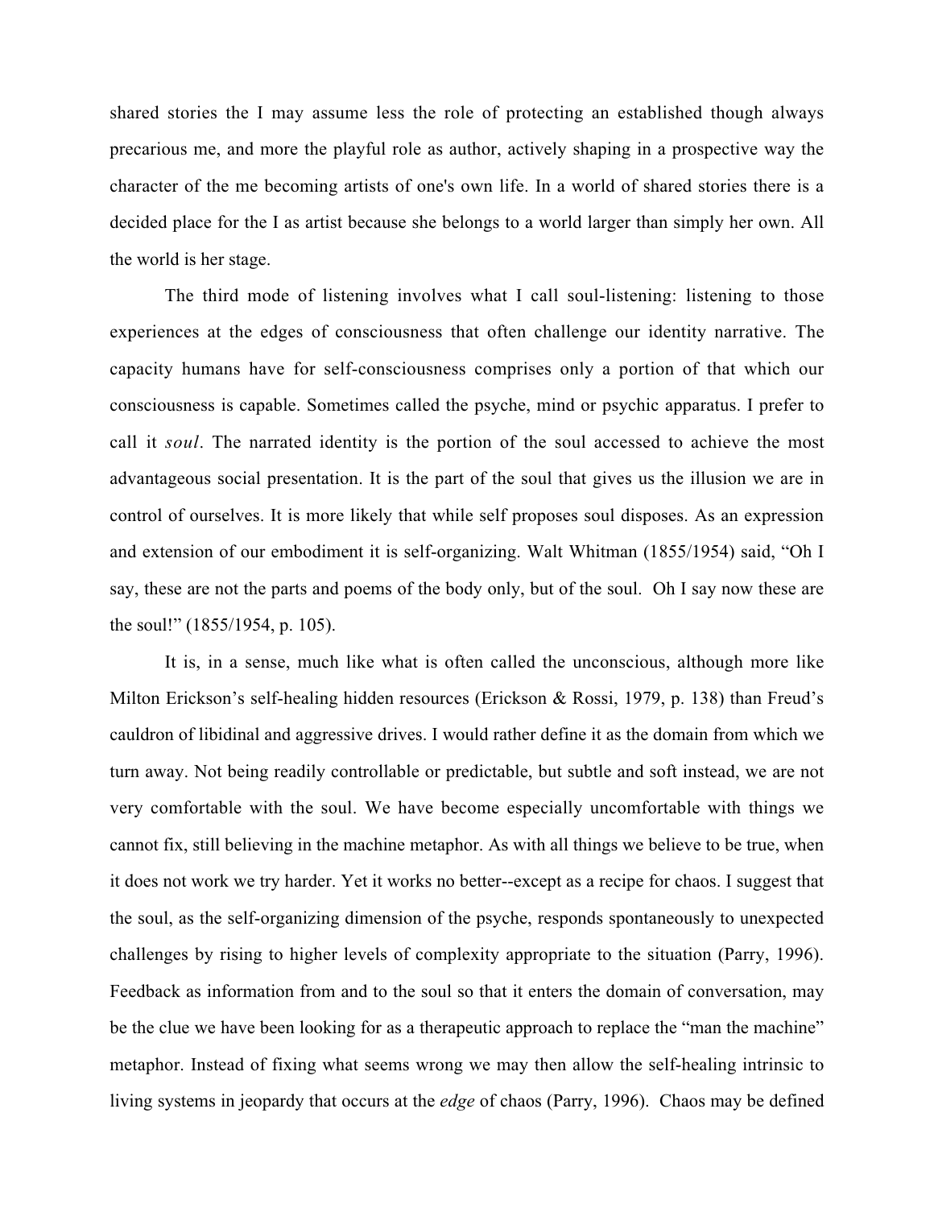shared stories the I may assume less the role of protecting an established though always precarious me, and more the playful role as author, actively shaping in a prospective way the character of the me becoming artists of one's own life. In a world of shared stories there is a decided place for the I as artist because she belongs to a world larger than simply her own. All the world is her stage.

The third mode of listening involves what I call soul-listening: listening to those experiences at the edges of consciousness that often challenge our identity narrative. The capacity humans have for self-consciousness comprises only a portion of that which our consciousness is capable. Sometimes called the psyche, mind or psychic apparatus. I prefer to call it *soul*. The narrated identity is the portion of the soul accessed to achieve the most advantageous social presentation. It is the part of the soul that gives us the illusion we are in control of ourselves. It is more likely that while self proposes soul disposes. As an expression and extension of our embodiment it is self-organizing. Walt Whitman (1855/1954) said, "Oh I say, these are not the parts and poems of the body only, but of the soul. Oh I say now these are the soul!" (1855/1954, p. 105).

It is, in a sense, much like what is often called the unconscious, although more like Milton Erickson's self-healing hidden resources (Erickson & Rossi, 1979, p. 138) than Freud's cauldron of libidinal and aggressive drives. I would rather define it as the domain from which we turn away. Not being readily controllable or predictable, but subtle and soft instead, we are not very comfortable with the soul. We have become especially uncomfortable with things we cannot fix, still believing in the machine metaphor. As with all things we believe to be true, when it does not work we try harder. Yet it works no better--except as a recipe for chaos. I suggest that the soul, as the self-organizing dimension of the psyche, responds spontaneously to unexpected challenges by rising to higher levels of complexity appropriate to the situation (Parry, 1996). Feedback as information from and to the soul so that it enters the domain of conversation, may be the clue we have been looking for as a therapeutic approach to replace the "man the machine" metaphor. Instead of fixing what seems wrong we may then allow the self-healing intrinsic to living systems in jeopardy that occurs at the *edge* of chaos (Parry, 1996). Chaos may be defined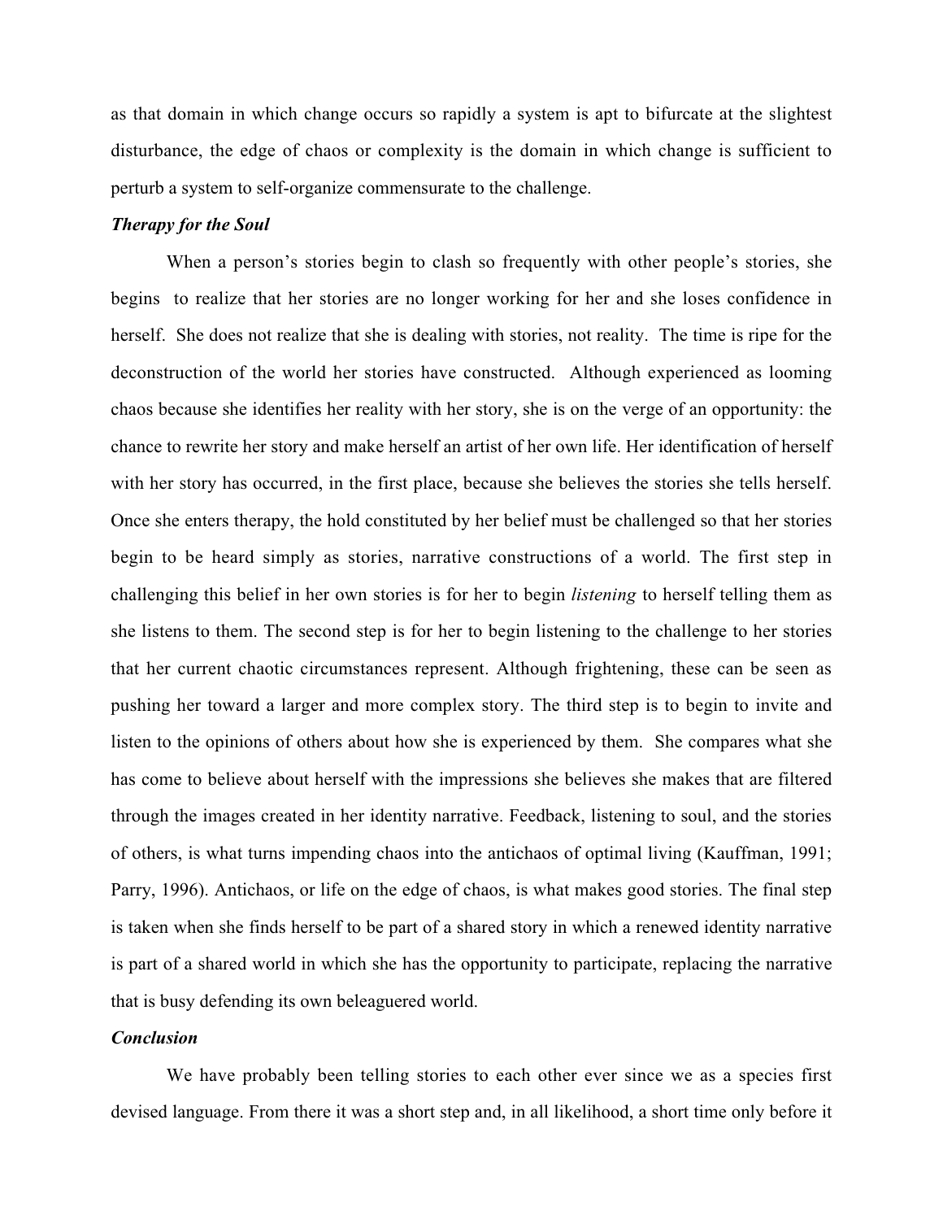as that domain in which change occurs so rapidly a system is apt to bifurcate at the slightest disturbance, the edge of chaos or complexity is the domain in which change is sufficient to perturb a system to self-organize commensurate to the challenge.

### *Therapy for the Soul*

When a person's stories begin to clash so frequently with other people's stories, she begins to realize that her stories are no longer working for her and she loses confidence in herself. She does not realize that she is dealing with stories, not reality. The time is ripe for the deconstruction of the world her stories have constructed. Although experienced as looming chaos because she identifies her reality with her story, she is on the verge of an opportunity: the chance to rewrite her story and make herself an artist of her own life. Her identification of herself with her story has occurred, in the first place, because she believes the stories she tells herself. Once she enters therapy, the hold constituted by her belief must be challenged so that her stories begin to be heard simply as stories, narrative constructions of a world. The first step in challenging this belief in her own stories is for her to begin *listening* to herself telling them as she listens to them. The second step is for her to begin listening to the challenge to her stories that her current chaotic circumstances represent. Although frightening, these can be seen as pushing her toward a larger and more complex story. The third step is to begin to invite and listen to the opinions of others about how she is experienced by them. She compares what she has come to believe about herself with the impressions she believes she makes that are filtered through the images created in her identity narrative. Feedback, listening to soul, and the stories of others, is what turns impending chaos into the antichaos of optimal living (Kauffman, 1991; Parry, 1996). Antichaos, or life on the edge of chaos, is what makes good stories. The final step is taken when she finds herself to be part of a shared story in which a renewed identity narrative is part of a shared world in which she has the opportunity to participate, replacing the narrative that is busy defending its own beleaguered world.

### *Conclusion*

We have probably been telling stories to each other ever since we as a species first devised language. From there it was a short step and, in all likelihood, a short time only before it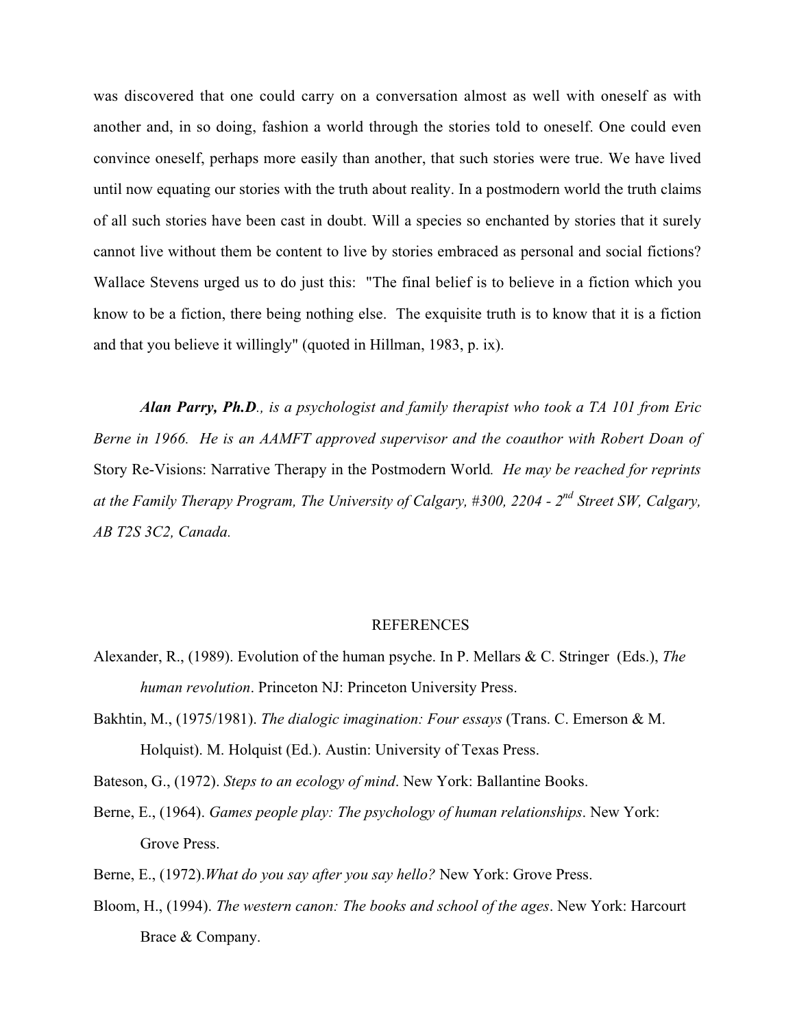was discovered that one could carry on a conversation almost as well with oneself as with another and, in so doing, fashion a world through the stories told to oneself. One could even convince oneself, perhaps more easily than another, that such stories were true. We have lived until now equating our stories with the truth about reality. In a postmodern world the truth claims of all such stories have been cast in doubt. Will a species so enchanted by stories that it surely cannot live without them be content to live by stories embraced as personal and social fictions? Wallace Stevens urged us to do just this: "The final belief is to believe in a fiction which you know to be a fiction, there being nothing else. The exquisite truth is to know that it is a fiction and that you believe it willingly" (quoted in Hillman, 1983, p. ix).

***Alan Parry, Ph.D**., is a psychologist and family therapist who took a TA 101 from Eric Berne in 1966. He is an AAMFT approved supervisor and the coauthor with Robert Doan of* Story Re-Visions: Narrative Therapy in the Postmodern World*. He may be reached for reprints at the Family Therapy Program, The University of Calgary, #300, 2204 - 2nd Street SW, Calgary, AB T2S 3C2, Canada.*

## REFERENCES

Alexander, R., (1989). Evolution of the human psyche. In P. Mellars & C. Stringer (Eds.), *The human revolution*. Princeton NJ: Princeton University Press.

Bakhtin, M., (1975/1981). *The dialogic imagination: Four essays* (Trans. C. Emerson & M. Holquist). M. Holquist (Ed.). Austin: University of Texas Press.

Bateson, G., (1972). *Steps to an ecology of mind*. New York: Ballantine Books.

Berne, E., (1964). *Games people play: The psychology of human relationships*. New York: Grove Press.

Berne, E., (1972). *What do you say after you say hello?* New York: Grove Press.

Bloom, H., (1994). *The western canon: The books and school of the ages*. New York: Harcourt Brace & Company.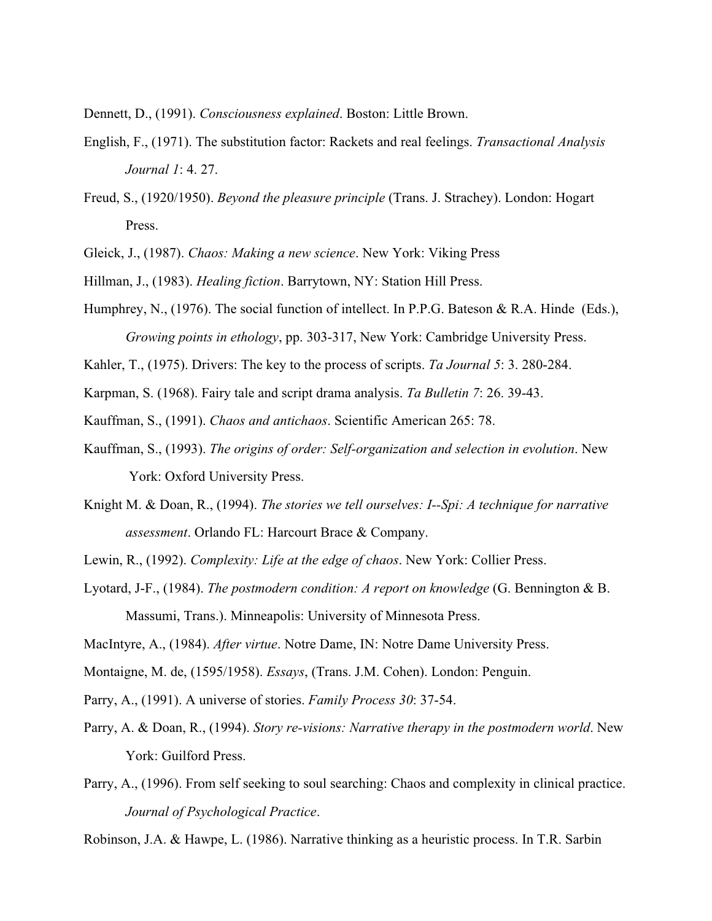Dennett, D., (1991). *Consciousness explained*. Boston: Little Brown.

English, F., (1971). The substitution factor: Rackets and real feelings. *Transactional Analysis Journal 1*: 4. 27.

Freud, S., (1920/1950). *Beyond the pleasure principle* (Trans. J. Strachey). London: Hogart Press.

Gleick, J., (1987). *Chaos: Making a new science*. New York: Viking Press

Hillman, J., (1983). *Healing fiction*. Barrytown, NY: Station Hill Press.

Humphrey, N., (1976). The social function of intellect. In P.P.G. Bateson & R.A. Hinde (Eds.), *Growing points in ethology*, pp. 303-317, New York: Cambridge University Press.

Kahler, T., (1975). Drivers: The key to the process of scripts. *Ta Journal 5*: 3. 280-284.

Karpman, S. (1968). Fairy tale and script drama analysis. *Ta Bulletin 7*: 26. 39-43.

Kauffman, S., (1991). *Chaos and antichaos*. Scientific American 265: 78.

Kauffman, S., (1993). *The origins of order: Self-organization and selection in evolution*. New York: Oxford University Press.

Knight M. & Doan, R., (1994). *The stories we tell ourselves: I--Spi: A technique for narrative assessment*. Orlando FL: Harcourt Brace & Company.

Lewin, R., (1992). *Complexity: Life at the edge of chaos*. New York: Collier Press.

Lyotard, J-F., (1984). *The postmodern condition: A report on knowledge* (G. Bennington & B. Massumi, Trans.). Minneapolis: University of Minnesota Press.

MacIntyre, A., (1984). *After virtue*. Notre Dame, IN: Notre Dame University Press.

Montaigne, M. de, (1595/1958). *Essays*, (Trans. J.M. Cohen). London: Penguin.

Parry, A., (1991). A universe of stories. *Family Process 30*: 37-54.

Parry, A. & Doan, R., (1994). *Story re-visions: Narrative therapy in the postmodern world*. New York: Guilford Press.

Parry, A., (1996). From self seeking to soul searching: Chaos and complexity in clinical practice. *Journal of Psychological Practice*.

Robinson, J.A. & Hawpe, L. (1986). Narrative thinking as a heuristic process. In T.R. Sarbin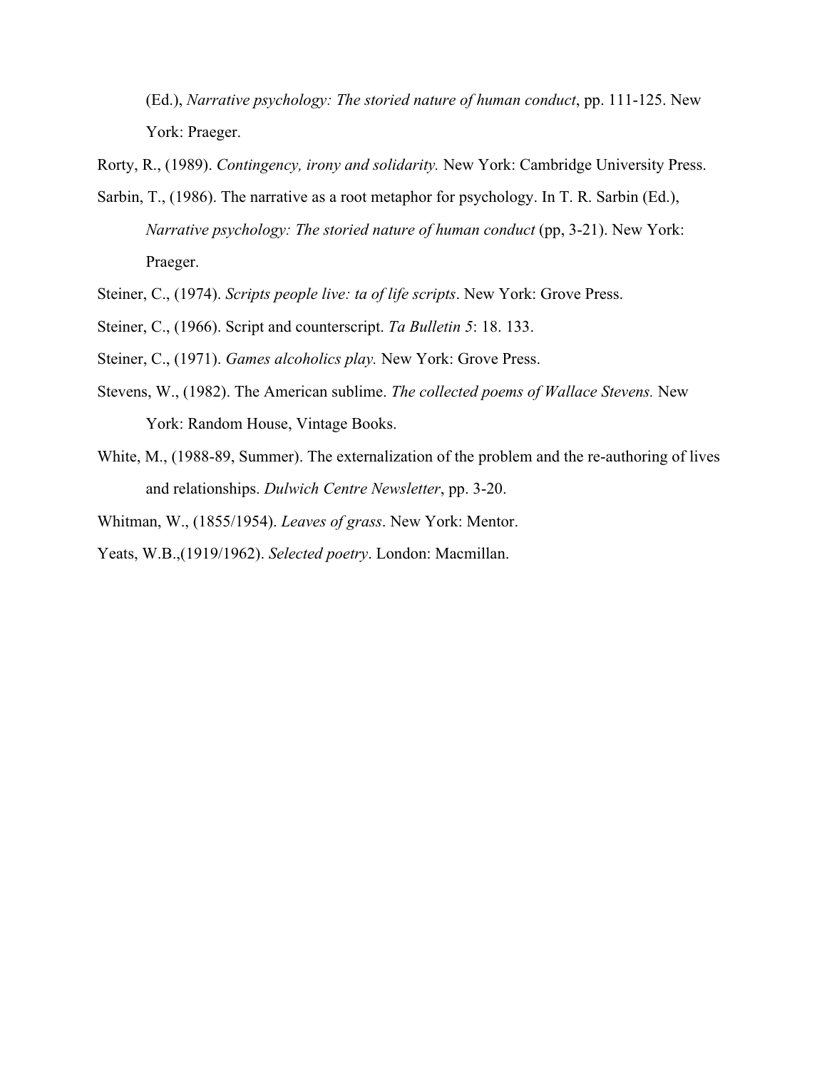(Ed.), *Narrative psychology: The storied nature of human conduct*, pp. 111-125. New York: Praeger.

Rorty, R., (1989). *Contingency, irony and solidarity.* New York: Cambridge University Press.

Sarbin, T., (1986). The narrative as a root metaphor for psychology. In T. R. Sarbin (Ed.), *Narrative psychology: The storied nature of human conduct* (pp, 3-21). New York: Praeger.

Steiner, C., (1974). *Scripts people live: ta of life scripts*. New York: Grove Press.

Steiner, C., (1966). Script and counterscript. *Ta Bulletin 5*: 18. 133.

Steiner, C., (1971). *Games alcoholics play.* New York: Grove Press.

Stevens, W., (1982). The American sublime. *The collected poems of Wallace Stevens.* New York: Random House, Vintage Books.

White, M., (1988-89, Summer). The externalization of the problem and the re-authoring of lives and relationships. *Dulwich Centre Newsletter*, pp. 3-20.

Whitman, W., (1855/1954). *Leaves of grass*. New York: Mentor.

Yeats, W.B.,(1919/1962). *Selected poetry*. London: Macmillan.